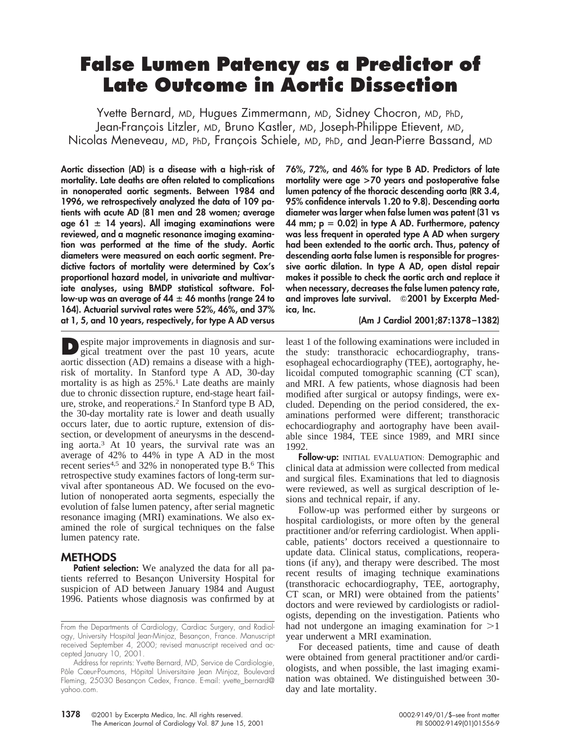# False Lumen Patency as a Predictor of Late Outcome in Aortic Dissection

Yvette Bernard, MD, Hugues Zimmermann, MD, Sidney Chocron, MD, PhD, Jean-François Litzler, MD, Bruno Kastler, MD, Joseph-Philippe Etievent, MD, Nicolas Meneveau, MD, PhD, François Schiele, MD, PhD, and Jean-Pierre Bassand, MD

**Aortic dissection (AD) is a disease with a high-risk of mortality. Late deaths are often related to complications in nonoperated aortic segments. Between 1984 and 1996, we retrospectively analyzed the data of 109 patients with acute AD (81 men and 28 women; average age 61 ± 14 years). All imaging examinations were reviewed, and a magnetic resonance imaging examination was performed at the time of the study. Aortic diameters were measured on each aortic segment. Predictive factors of mortality were determined by Cox's proportional hazard model, in univariate and multivariate analyses, using BMDP statistical software. Follow-up was an average of 44 ± 46 months (range 24 to 164). Actuarial survival rates were 52%, 46%, and 37% at 1, 5, and 10 years, respectively, for type A AD versus 76%, 72%, and 46% for type B AD. Predictors of late mortality were age >70 years and postoperative false lumen patency of the thoracic descending aorta (RR 3.4, 95% confidence intervals 1.20 to 9.8). Descending aorta diameter was larger when false lumen was patent (31 vs 44 mm; $p = 0.02$) in type A AD. Furthermore, patency was less frequent in operated type A AD when surgery had been extended to the aortic arch. Thus, patency of descending aorta false lumen is responsible for progressive aortic dilation. In type A AD, open distal repair makes it possible to check the aortic arch and replace it when necessary, decreases the false lumen patency rate, and improves late survival. ©2001 by Excerpta Medica, Inc.**

**(Am J Cardiol 2001;87:1378–1382)**

Despite major improvements in diagnosis and surgical treatment over the past 10 years, acute aortic dissection (AD) remains a disease with a high-risk of mortality. In Stanford type A AD, 30-day mortality is as high as 25%.[1] Late deaths are mainly due to chronic dissection rupture, end-stage heart failure, stroke, and reoperations.[2] In Stanford type B AD, the 30-day mortality rate is lower and death usually occurs later, due to aortic rupture, extension of dissection, or development of aneurysms in the descending aorta.[3] At 10 years, the survival rate was an average of 42% to 44% in type A AD in the most recent series[4,5] and 32% in nonoperated type B.[6] This retrospective study examines factors of long-term survival after spontaneous AD. We focused on the evolution of nonoperated aorta segments, especially the evolution of false lumen patency, after serial magnetic resonance imaging (MRI) examinations. We also examined the role of surgical techniques on the false lumen patency rate.

## METHODS

**Patient selection:** We analyzed the data for all patients referred to Besançon University Hospital for suspicion of AD between January 1984 and August 1996. Patients whose diagnosis was confirmed by at least 1 of the following examinations were included in the study: transthoracic echocardiography, transesophageal echocardiography (TEE), aortography, helicoidal computed tomographic scanning (CT scan), and MRI. A few patients, whose diagnosis had been modified after surgical or autopsy findings, were excluded. Depending on the period considered, the examinations performed were different; transthoracic echocardiography and aortography have been available since 1984, TEE since 1989, and MRI since 1992.

**Follow-up:** INITIAL EVALUATION: Demographic and clinical data at admission were collected from medical and surgical files. Examinations that led to diagnosis were reviewed, as well as surgical description of lesions and technical repair, if any.

Follow-up was performed either by surgeons or hospital cardiologists, or more often by the general practitioner and/or referring cardiologist. When applicable, patients' doctors received a questionnaire to update data. Clinical status, complications, reoperations (if any), and therapy were described. The most recent results of imaging technique examinations (transthoracic echocardiography, TEE, aortography, CT scan, or MRI) were obtained from the patients' doctors and were reviewed by cardiologists or radiologists, depending on the investigation. Patients who had not undergone an imaging examination for >1 year underwent a MRI examination.

For deceased patients, time and cause of death were obtained from general practitioner and/or cardiologists, and when possible, the last imaging examination was obtained. We distinguished between 30-day and late mortality.

From the Departments of Cardiology, Cardiac Surgery, and Radiology, University Hospital Jean-Minjoz, Besançon, France. Manuscript received September 4, 2000; revised manuscript received and accepted January 10, 2001.

Address for reprints: Yvette Bernard, MD, Service de Cardiologie, Pôle Cœur-Poumons, Hôpital Universitaire Jean Minjoz, Boulevard Fleming, 25030 Besançon Cedex, France. E-mail: yvette_bernard@yahoo.com.

©2001 by Excerpta Medica, Inc. All rights reserved. 0002-9149/01/$–see front matter PII S0002-9149(01)01556-9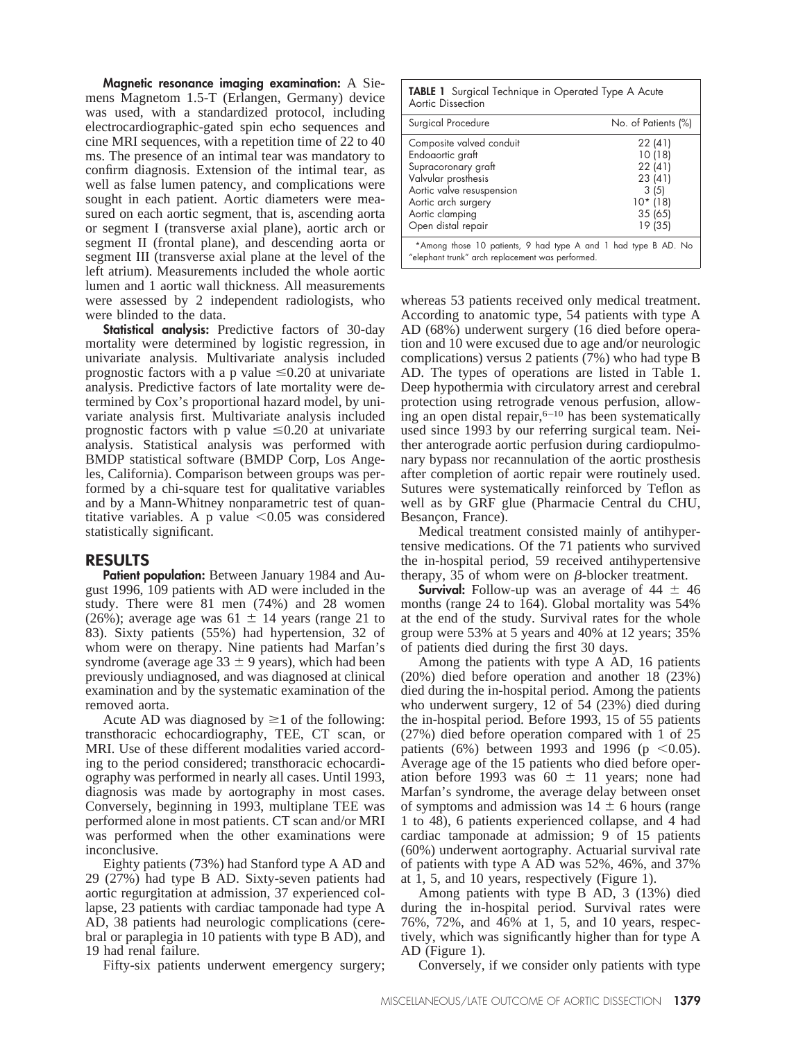**Magnetic resonance imaging examination:** A Siemens Magnetom 1.5-T (Erlangen, Germany) device was used, with a standardized protocol, including electrocardiographic-gated spin echo sequences and cine MRI sequences, with a repetition time of 22 to 40 ms. The presence of an intimal tear was mandatory to confirm diagnosis. Extension of the intimal tear, as well as false lumen patency, and complications were sought in each patient. Aortic diameters were measured on each aortic segment, that is, ascending aorta or segment I (transverse axial plane), aortic arch or segment II (frontal plane), and descending aorta or segment III (transverse axial plane at the level of the left atrium). Measurements included the whole aortic lumen and 1 aortic wall thickness. All measurements were assessed by 2 independent radiologists, who were blinded to the data.

**Statistical analysis:** Predictive factors of 30-day mortality were determined by logistic regression, in univariate analysis. Multivariate analysis included prognostic factors with a p value $\leq 0.20$ at univariate analysis. Predictive factors of late mortality were determined by Cox's proportional hazard model, by univariate analysis first. Multivariate analysis included prognostic factors with p value $\leq 0.20$ at univariate analysis. Statistical analysis was performed with BMDP statistical software (BMDP Corp, Los Angeles, California). Comparison between groups was performed by a chi-square test for qualitative variables and by a Mann-Whitney nonparametric test of quantitative variables. A p value $<0.05$ was considered statistically significant.

## RESULTS

**Patient population:** Between January 1984 and August 1996, 109 patients with AD were included in the study. There were 81 men (74%) and 28 women (26%); average age was $61 \pm 14$ years (range 21 to 83). Sixty patients (55%) had hypertension, 32 of whom were on therapy. Nine patients had Marfan's syndrome (average age $33 \pm 9$ years), which had been previously undiagnosed, and was diagnosed at clinical examination and by the systematic examination of the removed aorta.

Acute AD was diagnosed by $\geq 1$ of the following: transthoracic echocardiography, TEE, CT scan, or MRI. Use of these different modalities varied according to the period considered; transthoracic echocardiography was performed in nearly all cases. Until 1993, diagnosis was made by aortography in most cases. Conversely, beginning in 1993, multiplane TEE was performed alone in most patients. CT scan and/or MRI was performed when the other examinations were inconclusive.

Eighty patients (73%) had Stanford type A AD and 29 (27%) had type B AD. Sixty-seven patients had aortic regurgitation at admission, 37 experienced collapse, 23 patients with cardiac tamponade had type A AD, 38 patients had neurologic complications (cerebral or paraplegia in 10 patients with type B AD), and 19 had renal failure.

Fifty-six patients underwent emergency surgery; whereas 53 patients received only medical treatment. According to anatomic type, 54 patients with type A AD (68%) underwent surgery (16 died before operation and 10 were excused due to age and/or neurologic complications) versus 2 patients (7%) who had type B AD. The types of operations are listed in Table 1. Deep hypothermia with circulatory arrest and cerebral protection using retrograde venous perfusion, allowing an open distal repair,[6–10] has been systematically used since 1993 by our referring surgical team. Neither anterograde aortic perfusion during cardiopulmonary bypass nor recannulation of the aortic prosthesis after completion of aortic repair were routinely used. Sutures were systematically reinforced by Teflon as well as by GRF glue (Pharmacie Central du CHU, Besançon, France).

**TABLE 1** Surgical Technique in Operated Type A Acute Aortic Dissection

| Surgical Procedure | No. of Patients (%) |
|---|---|
| Composite valved conduit | 22 (41) |
| Endoaortic graft | 10 (18) |
| Supracoronary graft | 22 (41) |
| Valvular prosthesis | 23 (41) |
| Aortic valve resuspension | 3 (5) |
| Aortic arch surgery | 10* (18) |
| Aortic clamping | 35 (65) |
| Open distal repair | 19 (35) |

*Among those 10 patients, 9 had type A and 1 had type B AD. No "elephant trunk" arch replacement was performed.

Medical treatment consisted mainly of antihypertensive medications. Of the 71 patients who survived the in-hospital period, 59 received antihypertensive therapy, 35 of whom were on $\beta$-blocker treatment.

**Survival:** Follow-up was an average of $44 \pm 46$ months (range 24 to 164). Global mortality was 54% at the end of the study. Survival rates for the whole group were 53% at 5 years and 40% at 12 years; 35% of patients died during the first 30 days.

Among the patients with type A AD, 16 patients (20%) died before operation and another 18 (23%) died during the in-hospital period. Among the patients who underwent surgery, 12 of 54 (23%) died during the in-hospital period. Before 1993, 15 of 55 patients (27%) died before operation compared with 1 of 25 patients (6%) between 1993 and 1996 ($p < 0.05$). Average age of the 15 patients who died before operation before 1993 was $60 \pm 11$ years; none had Marfan's syndrome, the average delay between onset of symptoms and admission was $14 \pm 6$ hours (range 1 to 48), 6 patients experienced collapse, and 4 had cardiac tamponade at admission; 9 of 15 patients (60%) underwent aortography. Actuarial survival rate of patients with type A AD was 52%, 46%, and 37% at 1, 5, and 10 years, respectively (Figure 1).

Among patients with type B AD, 3 (13%) died during the in-hospital period. Survival rates were 76%, 72%, and 46% at 1, 5, and 10 years, respectively, which was significantly higher than for type A AD (Figure 1).

Conversely, if we consider only patients with type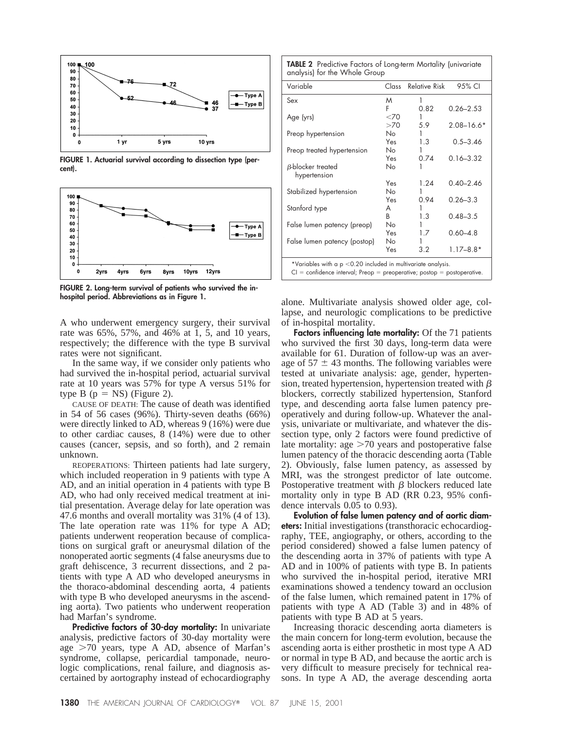FIGURE 1. Actuarial survival according to dissection type (percent).

FIGURE 2. Long-term survival of patients who survived the in-hospital period. Abbreviations as in Figure 1.

A who underwent emergency surgery, their survival rate was 65%, 57%, and 46% at 1, 5, and 10 years, respectively; the difference with the type B survival rates were not significant.

In the same way, if we consider only patients who had survived the in-hospital period, actuarial survival rate at 10 years was 57% for type A versus 51% for type B (p = NS) (Figure 2).

CAUSE OF DEATH: The cause of death was identified in 54 of 56 cases (96%). Thirty-seven deaths (66%) were directly linked to AD, whereas 9 (16%) were due to other cardiac causes, 8 (14%) were due to other causes (cancer, sepsis, and so forth), and 2 remain unknown.

REOPERATIONS: Thirteen patients had late surgery, which included reoperation in 9 patients with type A AD, and an initial operation in 4 patients with type B AD, who had only received medical treatment at initial presentation. Average delay for late operation was 47.6 months and overall mortality was 31% (4 of 13). The late operation rate was 11% for type A AD; patients underwent reoperation because of complications on surgical graft or aneurysmal dilation of the nonoperated aortic segments (4 false aneurysms due to graft dehiscence, 3 recurrent dissections, and 2 patients with type A AD who developed aneurysms in the thoraco-abdominal descending aorta, 4 patients with type B who developed aneurysms in the ascending aorta). Two patients who underwent reoperation had Marfan's syndrome.

**Predictive factors of 30-day mortality:** In univariate analysis, predictive factors of 30-day mortality were age >70 years, type A AD, absence of Marfan's syndrome, collapse, pericardial tamponade, neurologic complications, renal failure, and diagnosis ascertained by aortography instead of echocardiography alone. Multivariate analysis showed older age, collapse, and neurologic complications to be predictive of in-hospital mortality.

**TABLE 2** Predictive Factors of Long-term Mortality (univariate analysis) for the Whole Group

| Variable | Class | Relative Risk | 95% CI |
|---|---|---|---|
| Sex | M | 1 | |
| | F | 0.82 | 0.26–2.53 |
| Age (yrs) | <70 | 1 | |
| | >70 | 5.9 | 2.08–16.6* |
| Preop hypertension | No | 1 | |
| | Yes | 1.3 | 0.5–3.46 |
| Preop treated hypertension | No | 1 | |
| | Yes | 0.74 | 0.16–3.32 |
| β-blocker treated hypertension | No | 1 | |
| | Yes | 1.24 | 0.40–2.46 |
| Stabilized hypertension | No | 1 | |
| | Yes | 0.94 | 0.26–3.3 |
| Stanford type | A | 1 | |
| | B | 1.3 | 0.48–3.5 |
| False lumen patency (preop) | No | 1 | |
| | Yes | 1.7 | 0.60–4.8 |
| False lumen patency (postop) | No | 1 | |
| | Yes | 3.2 | 1.17–8.8* |

*Variables with a p <0.20 included in multivariate analysis.
CI = confidence interval; Preop = preoperative; postop = postoperative.

**Factors influencing late mortality:** Of the 71 patients who survived the first 30 days, long-term data were available for 61. Duration of follow-up was an average of 57 ± 43 months. The following variables were tested at univariate analysis: age, gender, hypertension, treated hypertension, hypertension treated with β blockers, correctly stabilized hypertension, Stanford type, and descending aorta false lumen patency preoperatively and during follow-up. Whatever the analysis, univariate or multivariate, and whatever the dissection type, only 2 factors were found predictive of late mortality: age >70 years and postoperative false lumen patency of the thoracic descending aorta (Table 2). Obviously, false lumen patency, as assessed by MRI, was the strongest predictor of late outcome. Postoperative treatment with β blockers reduced late mortality only in type B AD (RR 0.23, 95% confidence intervals 0.05 to 0.93).

**Evolution of false lumen patency and of aortic diameters:** Initial investigations (transthoracic echocardiography, TEE, angiography, or others, according to the period considered) showed a false lumen patency of the descending aorta in 37% of patients with type A AD and in 100% of patients with type B. In patients who survived the in-hospital period, iterative MRI examinations showed a tendency toward an occlusion of the false lumen, which remained patent in 17% of patients with type A AD (Table 3) and in 48% of patients with type B AD at 5 years.

Increasing thoracic descending aorta diameters is the main concern for long-term evolution, because the ascending aorta is either prosthetic in most type A AD or normal in type B AD, and because the aortic arch is very difficult to measure precisely for technical reasons. In type A AD, the average descending aorta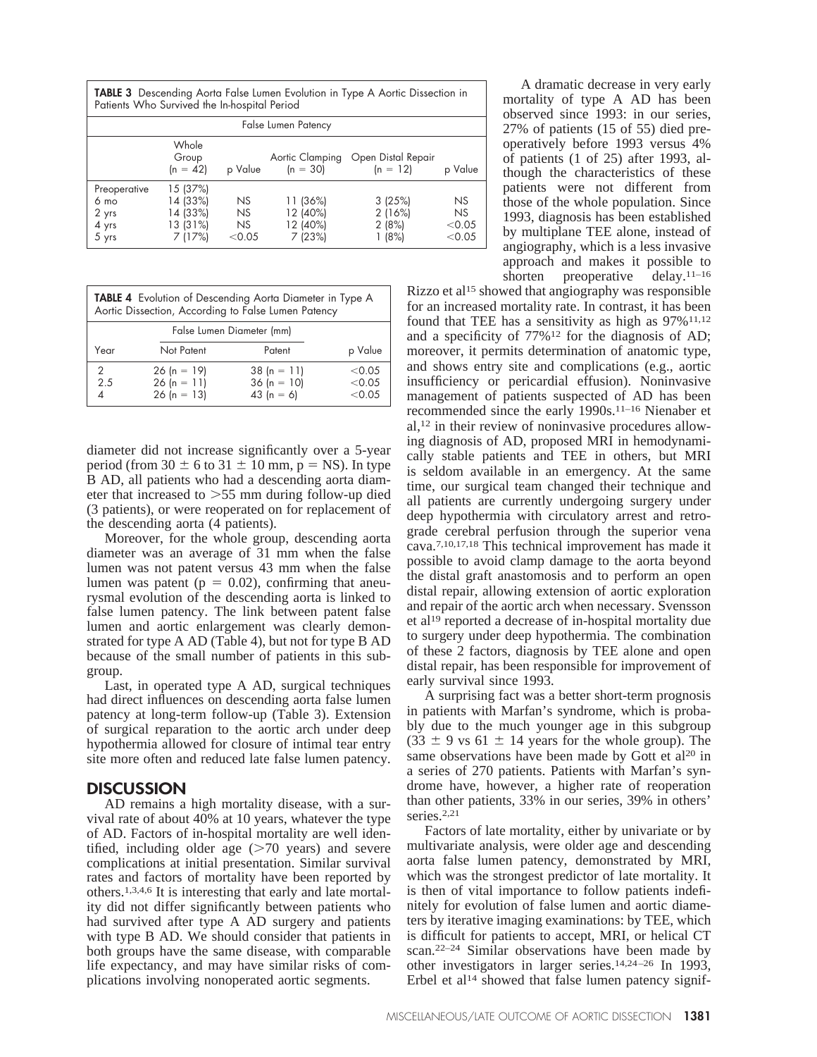**TABLE 3** Descending Aorta False Lumen Evolution in Type A Aortic Dissection in Patients Who Survived the In-hospital Period

| | False Lumen Patency | | | | |
|---|---|---|---|---|---|
| | Whole Group (n = 42) | p Value | Aortic Clamping (n = 30) | Open Distal Repair (n = 12) | p Value |
| Preoperative | 15 (37%) | | 11 (36%) | 3 (25%) | NS |
| 6 mo | 14 (33%) | NS | 12 (40%) | 2 (16%) | NS |
| 2 yrs | 14 (33%) | NS | 12 (40%) | 2 (8%) | <0.05 |
| 4 yrs | 13 (31%) | NS | 7 (23%) | 1 (8%) | <0.05 |
| 5 yrs | 7 (17%) | <0.05 | | | |

**TABLE 4** Evolution of Descending Aorta Diameter in Type A Aortic Dissection, According to False Lumen Patency

| | False Lumen Diameter (mm) | | |
|---|---|---|---|
| Year | Not Patent | Patent | p Value |
| 2 | 26 (n = 19) | 38 (n = 11) | <0.05 |
| 2.5 | 26 (n = 11) | 36 (n = 10) | <0.05 |
| 4 | 26 (n = 13) | 43 (n = 6) | <0.05 |

diameter did not increase significantly over a 5-year period (from 30 ± 6 to 31 ± 10 mm, p = NS). In type B AD, all patients who had a descending aorta diameter that increased to >55 mm during follow-up died (3 patients), or were reoperated on for replacement of the descending aorta (4 patients).

Moreover, for the whole group, descending aorta diameter was an average of 31 mm when the false lumen was not patent versus 43 mm when the false lumen was patent (p = 0.02), confirming that aneurysmal evolution of the descending aorta is linked to false lumen patency. The link between patent false lumen and aortic enlargement was clearly demonstrated for type A AD (Table 4), but not for type B AD because of the small number of patients in this subgroup.

Last, in operated type A AD, surgical techniques had direct influences on descending aorta false lumen patency at long-term follow-up (Table 3). Extension of surgical reparation to the aortic arch under deep hypothermia allowed for closure of intimal tear entry site more often and reduced late false lumen patency.

## DISCUSSION

AD remains a high mortality disease, with a survival rate of about 40% at 10 years, whatever the type of AD. Factors of in-hospital mortality are well identified, including older age (>70 years) and severe complications at initial presentation. Similar survival rates and factors of mortality have been reported by others.[1,3,4,6] It is interesting that early and late mortality did not differ significantly between patients who had survived after type A AD surgery and patients with type B AD. We should consider that patients in both groups have the same disease, with comparable life expectancy, and may have similar risks of complications involving nonoperated aortic segments.

A dramatic decrease in very early mortality of type A AD has been observed since 1993: in our series, 27% of patients (15 of 55) died preoperatively before 1993 versus 4% of patients (1 of 25) after 1993, although the characteristics of these patients were not different from those of the whole population. Since 1993, diagnosis has been established by multiplane TEE alone, instead of angiography, which is a less invasive approach and makes it possible to shorten preoperative delay.[11–16] Rizzo et al[15] showed that angiography was responsible for an increased mortality rate. In contrast, it has been found that TEE has a sensitivity as high as 97%[11,12] and a specificity of 77%[12] for the diagnosis of AD; moreover, it permits determination of anatomic type, and shows entry site and complications (e.g., aortic insufficiency or pericardial effusion). Noninvasive management of patients suspected of AD has been recommended since the early 1990s.[11–16] Nienaber et al,[12] in their review of noninvasive procedures allowing diagnosis of AD, proposed MRI in hemodynamically stable patients and TEE in others, but MRI is seldom available in an emergency. At the same time, our surgical team changed their technique and all patients are currently undergoing surgery under deep hypothermia with circulatory arrest and retrograde cerebral perfusion through the superior vena cava.[7,10,17,18] This technical improvement has made it possible to avoid clamp damage to the aorta beyond the distal graft anastomosis and to perform an open distal repair, allowing extension of aortic exploration and repair of the aortic arch when necessary. Svensson et al[19] reported a decrease of in-hospital mortality due to surgery under deep hypothermia. The combination of these 2 factors, diagnosis by TEE alone and open distal repair, has been responsible for improvement of early survival since 1993.

A surprising fact was a better short-term prognosis in patients with Marfan's syndrome, which is probably due to the much younger age in this subgroup (33 ± 9 vs 61 ± 14 years for the whole group). The same observations have been made by Gott et al[20] in a series of 270 patients. Patients with Marfan's syndrome have, however, a higher rate of reoperation than other patients, 33% in our series, 39% in others' series.[2,21]

Factors of late mortality, either by univariate or by multivariate analysis, were older age and descending aorta false lumen patency, demonstrated by MRI, which was the strongest predictor of late mortality. It is then of vital importance to follow patients indefinitely for evolution of false lumen and aortic diameters by iterative imaging examinations: by TEE, which is difficult for patients to accept, MRI, or helical CT scan.[22–24] Similar observations have been made by other investigators in larger series.[14,24–26] In 1993, Erbel et al[14] showed that false lumen patency signif-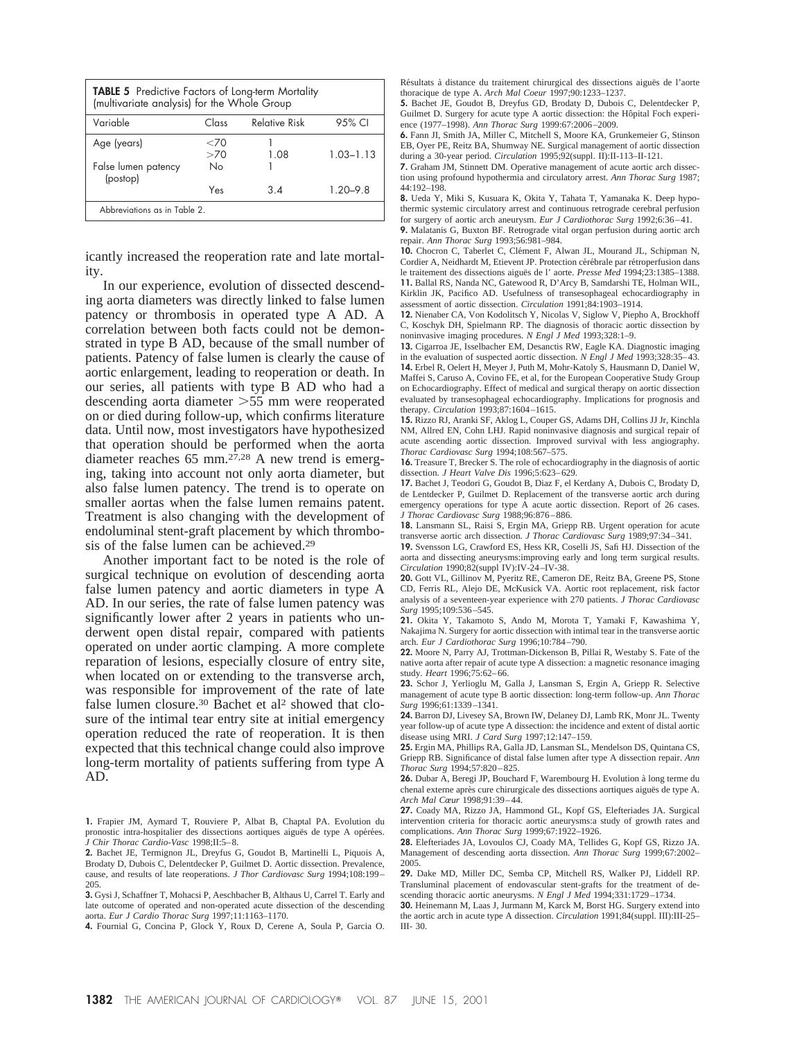**TABLE 5** Predictive Factors of Long-term Mortality (multivariate analysis) for the Whole Group

| Variable | Class | Relative Risk | 95% CI |
|---|---|---|---|
| Age (years) | <70 | 1 | |
| | >70 | 1.08 | 1.03–1.13 |
| False lumen patency (postop) | No | 1 | |
| | Yes | 3.4 | 1.20–9.8 |

Abbreviations as in Table 2.

icantly increased the reoperation rate and late mortality.

In our experience, evolution of dissected descending aorta diameters was directly linked to false lumen patency or thrombosis in operated type A AD. A correlation between both facts could not be demonstrated in type B AD, because of the small number of patients. Patency of false lumen is clearly the cause of aortic enlargement, leading to reoperation or death. In our series, all patients with type B AD who had a descending aorta diameter >55 mm were reoperated on or died during follow-up, which confirms literature data. Until now, most investigators have hypothesized that operation should be performed when the aorta diameter reaches 65 mm.[27,28] A new trend is emerging, taking into account not only aorta diameter, but also false lumen patency. The trend is to operate on smaller aortas when the false lumen remains patent. Treatment is also changing with the development of endoluminal stent-graft placement by which thrombosis of the false lumen can be achieved.[29]

Another important fact to be noted is the role of surgical technique on evolution of descending aorta false lumen patency and aortic diameters in type A AD. In our series, the rate of false lumen patency was significantly lower after 2 years in patients who underwent open distal repair, compared with patients operated on under aortic clamping. A more complete reparation of lesions, especially closure of entry site, when located on or extending to the transverse arch, was responsible for improvement of the rate of late false lumen closure.[30] Bachet et al[2] showed that closure of the intimal tear entry site at initial emergency operation reduced the rate of reoperation. It is then expected that this technical change could also improve long-term mortality of patients suffering from type A AD.

**1.** Frapier JM, Aymard T, Rouviere P, Albat B, Chaptal PA. Evolution du pronostic intra-hospitalier des dissections aortiques aiguës de type A opérées. *J Chir Thorac Cardio-Vasc* 1998;II:5–8.

**2.** Bachet JE, Termignon JL, Dreyfus G, Goudot B, Martinelli L, Piquois A, Brodaty D, Dubois C, Delentdecker P, Guilmet D. Aortic dissection. Prevalence, cause, and results of late reoperations. *J Thor Cardiovasc Surg* 1994;108:199–205.

**3.** Gysi J, Schaffner T, Mohacsi P, Aeschbacher B, Althaus U, Carrel T. Early and late outcome of operated and non-operated acute dissection of the descending aorta. *Eur J Cardio Thorac Surg* 1997;11:1163–1170.

**4.** Fournial G, Concina P, Glock Y, Roux D, Cerene A, Soula P, Garcia O. Résultats à distance du traitement chirurgical des dissections aiguës de l'aorte thoracique de type A. *Arch Mal Coeur* 1997;90:1233–1237.

**5.** Bachet JE, Goudot B, Dreyfus GD, Brodaty D, Dubois C, Delentdecker P, Guilmet D. Surgery for acute type A aortic dissection: the Hôpital Foch experience (1977–1998). *Ann Thorac Surg* 1999:67:2006–2009.

**6.** Fann JI, Smith JA, Miller C, Mitchell S, Moore KA, Grunkemeier G, Stinson EB, Oyer PE, Reitz BA, Shumway NE. Surgical management of aortic dissection during a 30-year period. *Circulation* 1995;92(suppl. II):II-113–II-121.

**7.** Graham JM, Stinnett DM. Operative management of acute aortic arch dissection using profound hypothermia and circulatory arrest. *Ann Thorac Surg* 1987; 44:192–198.

**8.** Ueda Y, Miki S, Kusuara K, Okita Y, Tahata T, Yamanaka K. Deep hypothermic systemic circulatory arrest and continuous retrograde cerebral perfusion for surgery of aortic arch aneurysm. *Eur J Cardiothorac Surg* 1992;6:36–41.

**9.** Malatanis G, Buxton BF. Retrograde vital organ perfusion during aortic arch repair. *Ann Thorac Surg* 1993;56:981–984.

**10.** Chocron C, Taberlet C, Clément F, Alwan JL, Mourand JL, Schipman N, Cordier A, Neidhardt M, Etievent JP. Protection cérébrale par rétroperfusion dans le traitement des dissections aiguës de l' aorte. *Presse Med* 1994;23:1385–1388.

**11.** Ballal RS, Nanda NC, Gatewood R, D'Arcy B, Samdarshi TE, Holman WIL, Kirklin JK, Pacifico AD. Usefulness of transesophageal echocardiography in assessment of aortic dissection. *Circulation* 1991;84:1903–1914.

**12.** Nienaber CA, Von Kodolitsch Y, Nicolas V, Siglow V, Piepho A, Brockhoff C, Koschyk DH, Spielmann RP. The diagnosis of thoracic aortic dissection by noninvasive imaging procedures. *N Engl J Med* 1993;328:1–9.

**13.** Cigarroa JE, Isselbacher EM, Desanctis RW, Eagle KA. Diagnostic imaging in the evaluation of suspected aortic dissection. *N Engl J Med* 1993;328:35–43.

**14.** Erbel R, Oelert H, Meyer J, Puth M, Mohr-Katoly S, Hausmann D, Daniel W, Maffei S, Caruso A, Covino FE, et al, for the European Cooperative Study Group on Echocardiography. Effect of medical and surgical therapy on aortic dissection evaluated by transesophageal echocardiography. Implications for prognosis and therapy. *Circulation* 1993;87:1604–1615.

**15.** Rizzo RJ, Aranki SF, Aklog L, Couper GS, Adams DH, Collins JJ Jr, Kinchla NM, Allred EN, Cohn LHJ. Rapid noninvasive diagnosis and surgical repair of acute ascending aortic dissection. Improved survival with less angiography. *Thorac Cardiovasc Surg* 1994;108:567–575.

**16.** Treasure T, Brecker S. The role of echocardiography in the diagnosis of aortic dissection. *J Heart Valve Dis* 1996;5:623–629.

**17.** Bachet J, Teodori G, Goudot B, Diaz F, el Kerdany A, Dubois C, Brodaty D, de Lentdecker P, Guilmet D. Replacement of the transverse aortic arch during emergency operations for type A acute aortic dissection. Report of 26 cases. *J Thorac Cardiovasc Surg* 1988;96:876–886.

**18.** Lansmann SL, Raisi S, Ergin MA, Griepp RB. Urgent operation for acute transverse aortic arch dissection. *J Thorac Cardiovasc Surg* 1989;97:34–341.

**19.** Svensson LG, Crawford ES, Hess KR, Coselli JS, Safi HJ. Dissection of the aorta and dissecting aneurysms:improving early and long term surgical results. *Circulation* 1990;82(suppl IV):IV-24–IV-38.

**20.** Gott VL, Gillinov M, Pyeritz RE, Cameron DE, Reitz BA, Greene PS, Stone CD, Ferris RL, Alejo DE, McKusick VA. Aortic root replacement, risk factor analysis of a seventeen-year experience with 270 patients. *J Thorac Cardiovasc Surg* 1995;109:536–545.

**21.** Okita Y, Takamoto S, Ando M, Morota T, Yamaki F, Kawashima Y, Nakajima N. Surgery for aortic dissection with intimal tear in the transverse aortic arch. *Eur J Cardiothorac Surg* 1996;10:784–790.

**22.** Moore N, Parry AJ, Trottman-Dickenson B, Pillai R, Westaby S. Fate of the native aorta after repair of acute type A dissection: a magnetic resonance imaging study. *Heart* 1996;75:62–66.

**23.** Schor J, Yerlioglu M, Galla J, Lansman S, Ergin A, Griepp R. Selective management of acute type B aortic dissection: long-term follow-up. *Ann Thorac Surg* 1996;61:1339–1341.

**24.** Barron DJ, Livesey SA, Brown IW, Delaney DJ, Lamb RK, Monr JL. Twenty year follow-up of acute type A dissection: the incidence and extent of distal aortic disease using MRI. *J Card Surg* 1997;12:147–159.

**25.** Ergin MA, Phillips RA, Galla JD, Lansman SL, Mendelson DS, Quintana CS, Griepp RB. Significance of distal false lumen after type A dissection repair. *Ann Thorac Surg* 1994;57:820–825.

**26.** Dubar A, Beregi JP, Bouchard F, Warembourg H. Evolution à long terme du chenal externe après cure chirurgicale des dissections aortiques aiguës de type A. *Arch Mal Cœur* 1998;91:39–44.

**27.** Coady MA, Rizzo JA, Hammond GL, Kopf GS, Elefteriades JA. Surgical intervention criteria for thoracic aortic aneurysms:a study of growth rates and complications. *Ann Thorac Surg* 1999;67:1922–1926.

**28.** Elefteriades JA, Lovoulos CJ, Coady MA, Tellides G, Kopf GS, Rizzo JA. Management of descending aorta dissection. *Ann Thorac Surg* 1999;67:2002–2005.

**29.** Dake MD, Miller DC, Semba CP, Mitchell RS, Walker PJ, Liddell RP. Transluminal placement of endovascular stent-grafts for the treatment of descending thoracic aortic aneurysms. *N Engl J Med* 1994;331:1729–1734.

**30.** Heinemann M, Laas J, Jurmann M, Karck M, Borst HG. Surgery extend into the aortic arch in acute type A dissection. *Circulation* 1991;84(suppl. III):III-25–III- 30.